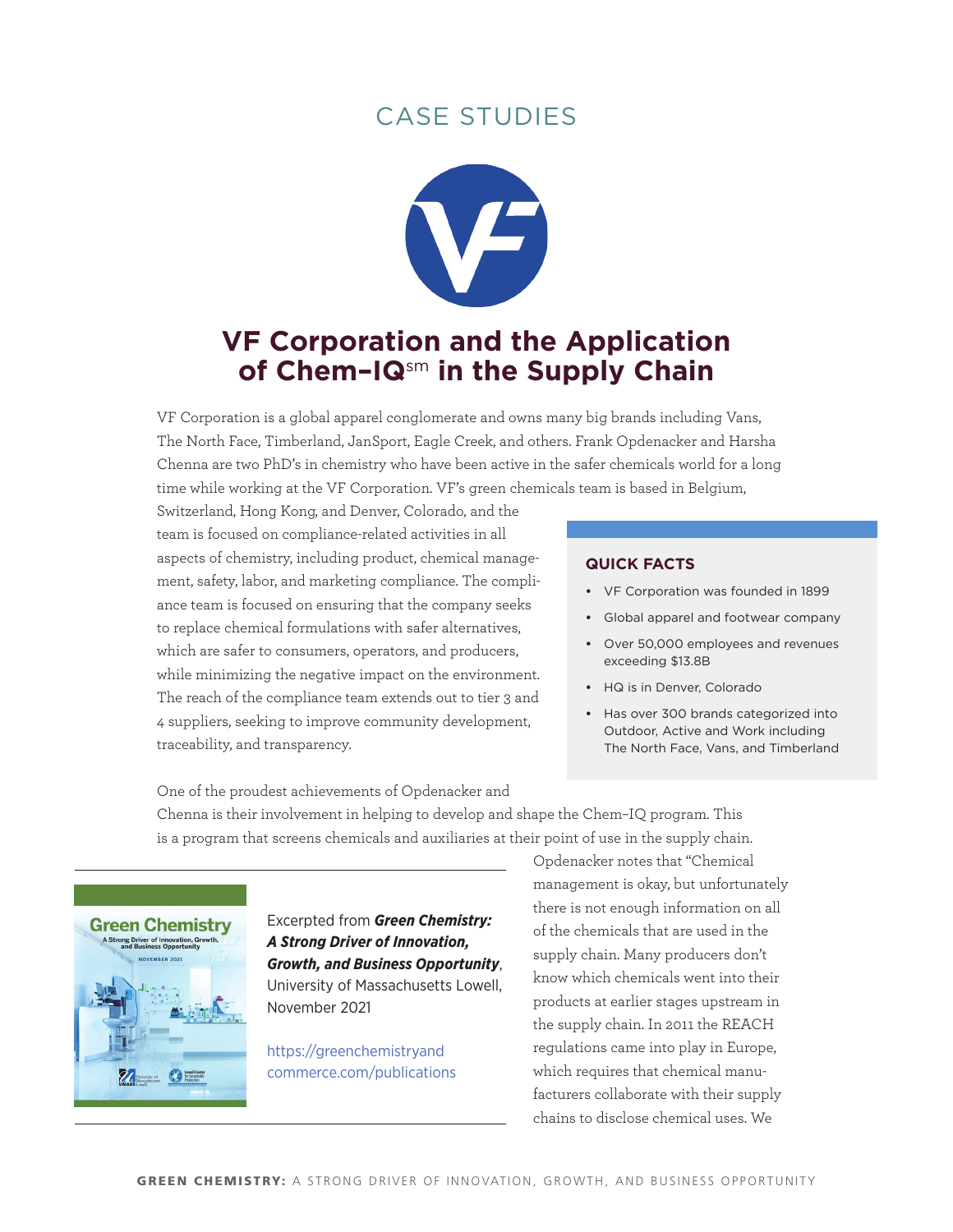# CASE STUDIES

## VF Corporation and the Application of Chem–IQ℠ in the Supply Chain

VF Corporation is a global apparel conglomerate and owns many big brands including Vans, The North Face, Timberland, JanSport, Eagle Creek, and others. Frank Opdenacker and Harsha Chenna are two PhD's in chemistry who have been active in the safer chemicals world for a long time while working at the VF Corporation. VF's green chemicals team is based in Belgium, Switzerland, Hong Kong, and Denver, Colorado, and the team is focused on compliance-related activities in all aspects of chemistry, including product, chemical management, safety, labor, and marketing compliance. The compliance team is focused on ensuring that the company seeks to replace chemical formulations with safer alternatives, which are safer to consumers, operators, and producers, while minimizing the negative impact on the environment. The reach of the compliance team extends out to tier 3 and 4 suppliers, seeking to improve community development, traceability, and transparency.

### QUICK FACTS

- VF Corporation was founded in 1899
- Global apparel and footwear company
- Over 50,000 employees and revenues exceeding $13.8B
- HQ is in Denver, Colorado
- Has over 300 brands categorized into Outdoor, Active and Work including The North Face, Vans, and Timberland

One of the proudest achievements of Opdenacker and Chenna is their involvement in helping to develop and shape the Chem–IQ program. This is a program that screens chemicals and auxiliaries at their point of use in the supply chain. Opdenacker notes that "Chemical management is okay, but unfortunately there is not enough information on all of the chemicals that are used in the supply chain. Many producers don't know which chemicals went into their products at earlier stages upstream in the supply chain. In 2011 the REACH regulations came into play in Europe, which requires that chemical manufacturers collaborate with their supply chains to disclose chemical uses. We

Excerpted from ***Green Chemistry: A Strong Driver of Innovation, Growth, and Business Opportunity***, University of Massachusetts Lowell, November 2021

https://greenchemistryandcommerce.com/publications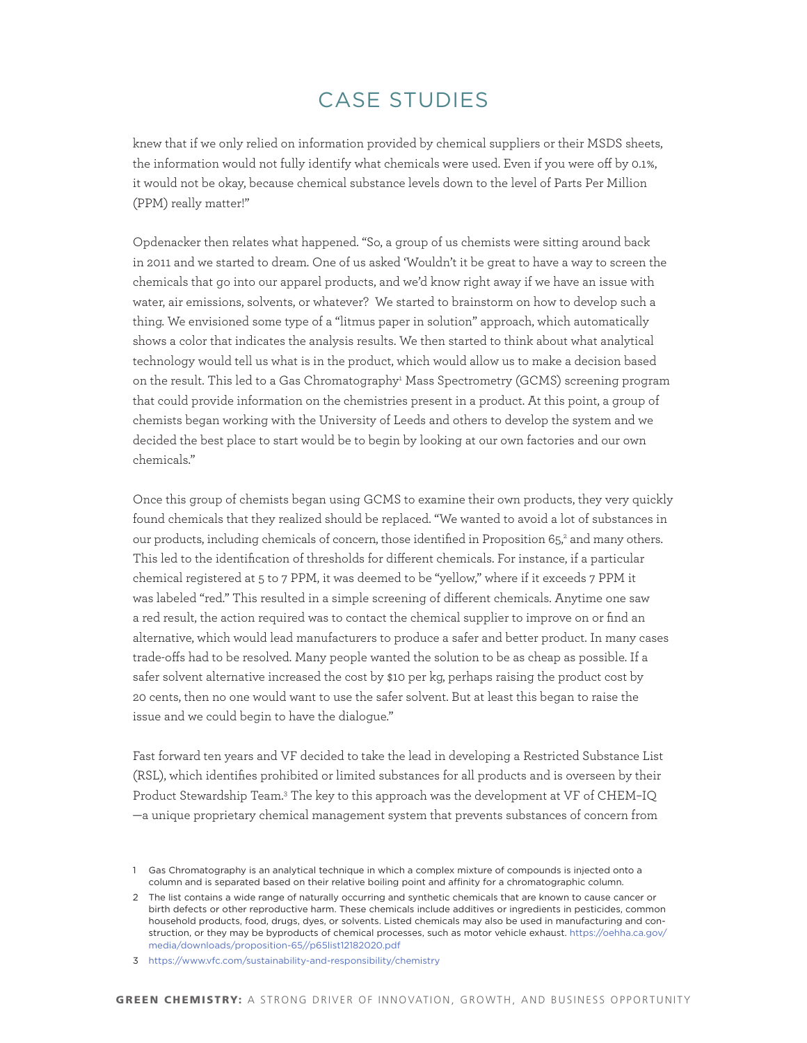# CASE STUDIES

knew that if we only relied on information provided by chemical suppliers or their MSDS sheets, the information would not fully identify what chemicals were used. Even if you were off by 0.1%, it would not be okay, because chemical substance levels down to the level of Parts Per Million (PPM) really matter!"

Opdenacker then relates what happened. "So, a group of us chemists were sitting around back in 2011 and we started to dream. One of us asked 'Wouldn't it be great to have a way to screen the chemicals that go into our apparel products, and we'd know right away if we have an issue with water, air emissions, solvents, or whatever? We started to brainstorm on how to develop such a thing. We envisioned some type of a "litmus paper in solution" approach, which automatically shows a color that indicates the analysis results. We then started to think about what analytical technology would tell us what is in the product, which would allow us to make a decision based on the result. This led to a Gas Chromatography[1] Mass Spectrometry (GCMS) screening program that could provide information on the chemistries present in a product. At this point, a group of chemists began working with the University of Leeds and others to develop the system and we decided the best place to start would be to begin by looking at our own factories and our own chemicals."

Once this group of chemists began using GCMS to examine their own products, they very quickly found chemicals that they realized should be replaced. "We wanted to avoid a lot of substances in our products, including chemicals of concern, those identified in Proposition 65,[2] and many others. This led to the identification of thresholds for different chemicals. For instance, if a particular chemical registered at 5 to 7 PPM, it was deemed to be "yellow," where if it exceeds 7 PPM it was labeled "red." This resulted in a simple screening of different chemicals. Anytime one saw a red result, the action required was to contact the chemical supplier to improve on or find an alternative, which would lead manufacturers to produce a safer and better product. In many cases trade-offs had to be resolved. Many people wanted the solution to be as cheap as possible. If a safer solvent alternative increased the cost by $10 per kg, perhaps raising the product cost by 20 cents, then no one would want to use the safer solvent. But at least this began to raise the issue and we could begin to have the dialogue."

Fast forward ten years and VF decided to take the lead in developing a Restricted Substance List (RSL), which identifies prohibited or limited substances for all products and is overseen by their Product Stewardship Team.[3] The key to this approach was the development at VF of CHEM–IQ —a unique proprietary chemical management system that prevents substances of concern from

1 Gas Chromatography is an analytical technique in which a complex mixture of compounds is injected onto a column and is separated based on their relative boiling point and affinity for a chromatographic column.

2 The list contains a wide range of naturally occurring and synthetic chemicals that are known to cause cancer or birth defects or other reproductive harm. These chemicals include additives or ingredients in pesticides, common household products, food, drugs, dyes, or solvents. Listed chemicals may also be used in manufacturing and construction, or they may be byproducts of chemical processes, such as motor vehicle exhaust. https://oehha.ca.gov/media/downloads/proposition-65//p65list12182020.pdf

3 https://www.vfc.com/sustainability-and-responsibility/chemistry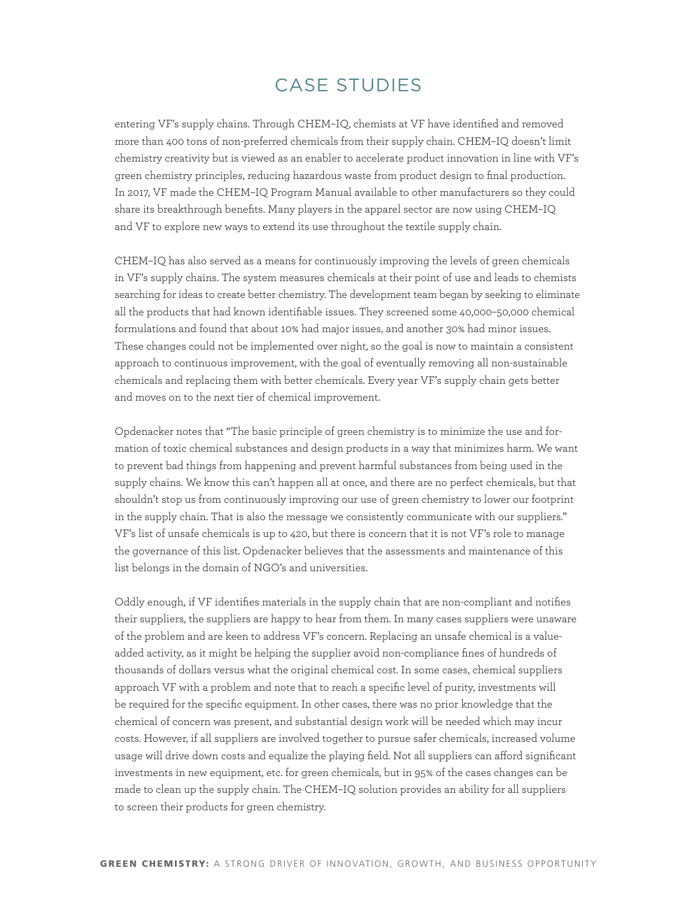# CASE STUDIES

entering VF's supply chains. Through CHEM–IQ, chemists at VF have identified and removed more than 400 tons of non-preferred chemicals from their supply chain. CHEM–IQ doesn't limit chemistry creativity but is viewed as an enabler to accelerate product innovation in line with VF's green chemistry principles, reducing hazardous waste from product design to final production. In 2017, VF made the CHEM–IQ Program Manual available to other manufacturers so they could share its breakthrough benefits. Many players in the apparel sector are now using CHEM–IQ and VF to explore new ways to extend its use throughout the textile supply chain.

CHEM–IQ has also served as a means for continuously improving the levels of green chemicals in VF's supply chains. The system measures chemicals at their point of use and leads to chemists searching for ideas to create better chemistry. The development team began by seeking to eliminate all the products that had known identifiable issues. They screened some 40,000–50,000 chemical formulations and found that about 10% had major issues, and another 30% had minor issues. These changes could not be implemented over night, so the goal is now to maintain a consistent approach to continuous improvement, with the goal of eventually removing all non-sustainable chemicals and replacing them with better chemicals. Every year VF's supply chain gets better and moves on to the next tier of chemical improvement.

Opdenacker notes that "The basic principle of green chemistry is to minimize the use and formation of toxic chemical substances and design products in a way that minimizes harm. We want to prevent bad things from happening and prevent harmful substances from being used in the supply chains. We know this can't happen all at once, and there are no perfect chemicals, but that shouldn't stop us from continuously improving our use of green chemistry to lower our footprint in the supply chain. That is also the message we consistently communicate with our suppliers." VF's list of unsafe chemicals is up to 420, but there is concern that it is not VF's role to manage the governance of this list. Opdenacker believes that the assessments and maintenance of this list belongs in the domain of NGO's and universities.

Oddly enough, if VF identifies materials in the supply chain that are non-compliant and notifies their suppliers, the suppliers are happy to hear from them. In many cases suppliers were unaware of the problem and are keen to address VF's concern. Replacing an unsafe chemical is a value-added activity, as it might be helping the supplier avoid non-compliance fines of hundreds of thousands of dollars versus what the original chemical cost. In some cases, chemical suppliers approach VF with a problem and note that to reach a specific level of purity, investments will be required for the specific equipment. In other cases, there was no prior knowledge that the chemical of concern was present, and substantial design work will be needed which may incur costs. However, if all suppliers are involved together to pursue safer chemicals, increased volume usage will drive down costs and equalize the playing field. Not all suppliers can afford significant investments in new equipment, etc. for green chemicals, but in 95% of the cases changes can be made to clean up the supply chain. The CHEM–IQ solution provides an ability for all suppliers to screen their products for green chemistry.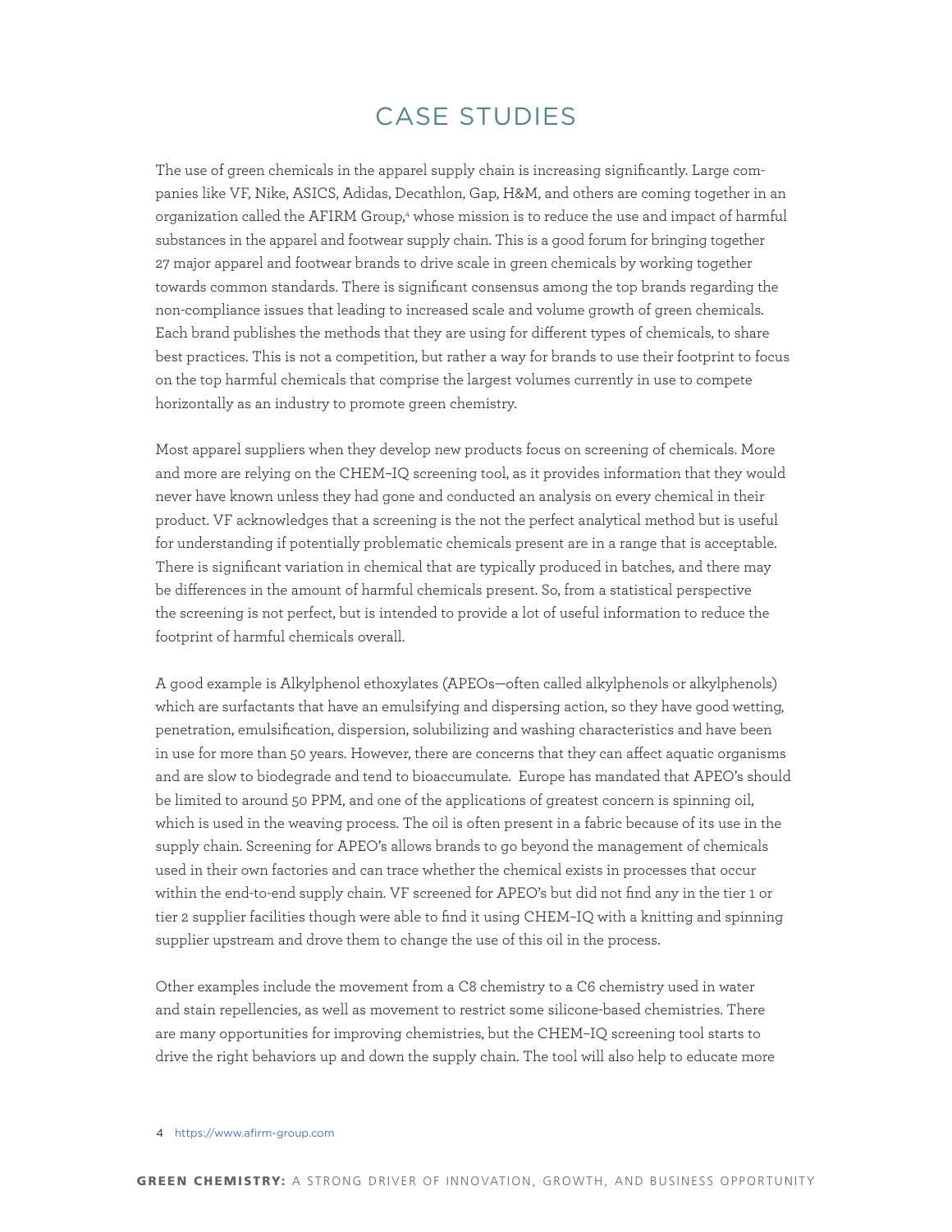# CASE STUDIES

The use of green chemicals in the apparel supply chain is increasing significantly. Large companies like VF, Nike, ASICS, Adidas, Decathlon, Gap, H&M, and others are coming together in an organization called the AFIRM Group,[4] whose mission is to reduce the use and impact of harmful substances in the apparel and footwear supply chain. This is a good forum for bringing together 27 major apparel and footwear brands to drive scale in green chemicals by working together towards common standards. There is significant consensus among the top brands regarding the non-compliance issues that leading to increased scale and volume growth of green chemicals. Each brand publishes the methods that they are using for different types of chemicals, to share best practices. This is not a competition, but rather a way for brands to use their footprint to focus on the top harmful chemicals that comprise the largest volumes currently in use to compete horizontally as an industry to promote green chemistry.

Most apparel suppliers when they develop new products focus on screening of chemicals. More and more are relying on the CHEM–IQ screening tool, as it provides information that they would never have known unless they had gone and conducted an analysis on every chemical in their product. VF acknowledges that a screening is the not the perfect analytical method but is useful for understanding if potentially problematic chemicals present are in a range that is acceptable. There is significant variation in chemical that are typically produced in batches, and there may be differences in the amount of harmful chemicals present. So, from a statistical perspective the screening is not perfect, but is intended to provide a lot of useful information to reduce the footprint of harmful chemicals overall.

A good example is Alkylphenol ethoxylates (APEOs—often called alkylphenols or alkylphenols) which are surfactants that have an emulsifying and dispersing action, so they have good wetting, penetration, emulsification, dispersion, solubilizing and washing characteristics and have been in use for more than 50 years. However, there are concerns that they can affect aquatic organisms and are slow to biodegrade and tend to bioaccumulate. Europe has mandated that APEO's should be limited to around 50 PPM, and one of the applications of greatest concern is spinning oil, which is used in the weaving process. The oil is often present in a fabric because of its use in the supply chain. Screening for APEO's allows brands to go beyond the management of chemicals used in their own factories and can trace whether the chemical exists in processes that occur within the end-to-end supply chain. VF screened for APEO's but did not find any in the tier 1 or tier 2 supplier facilities though were able to find it using CHEM–IQ with a knitting and spinning supplier upstream and drove them to change the use of this oil in the process.

Other examples include the movement from a C8 chemistry to a C6 chemistry used in water and stain repellencies, as well as movement to restrict some silicone-based chemistries. There are many opportunities for improving chemistries, but the CHEM–IQ screening tool starts to drive the right behaviors up and down the supply chain. The tool will also help to educate more

4 https://www.afirm-group.com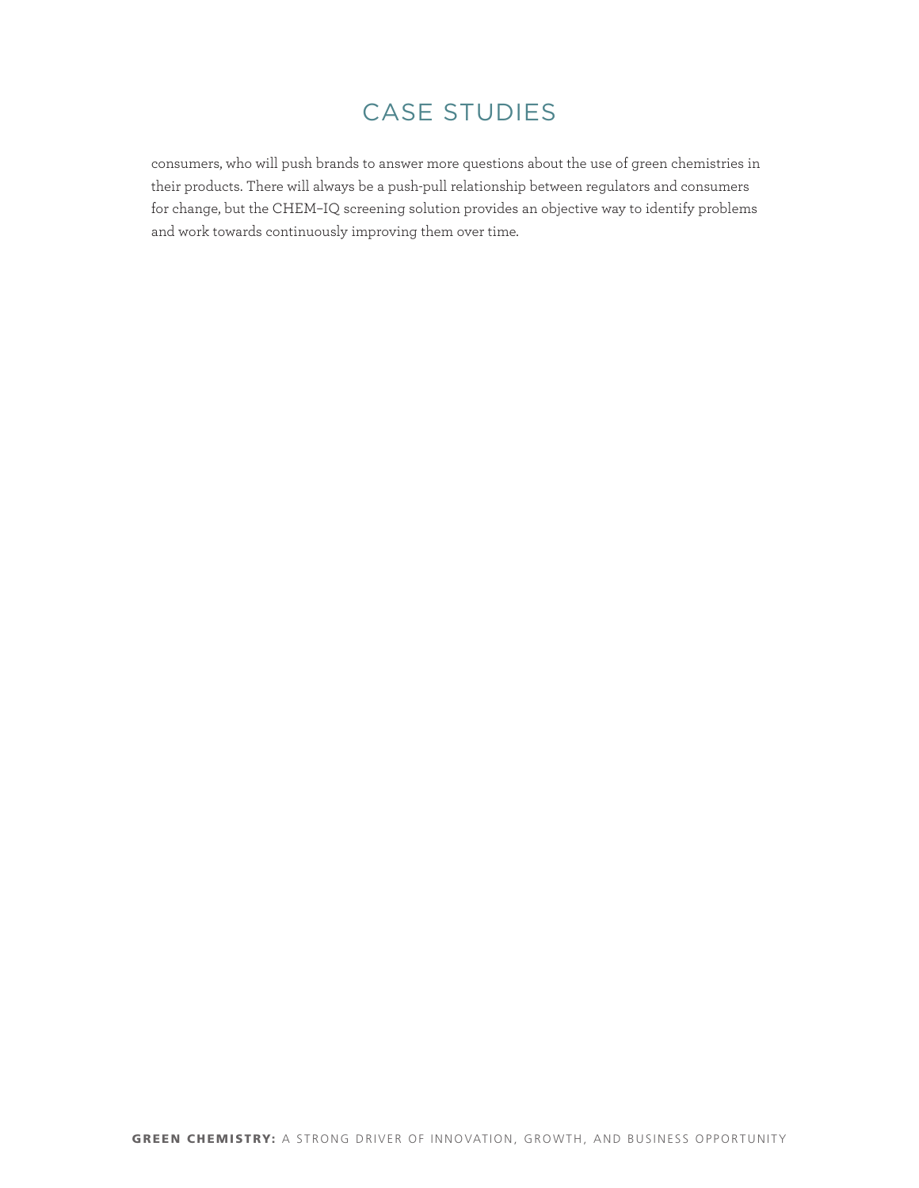# CASE STUDIES

consumers, who will push brands to answer more questions about the use of green chemistries in their products. There will always be a push-pull relationship between regulators and consumers for change, but the CHEM–IQ screening solution provides an objective way to identify problems and work towards continuously improving them over time.